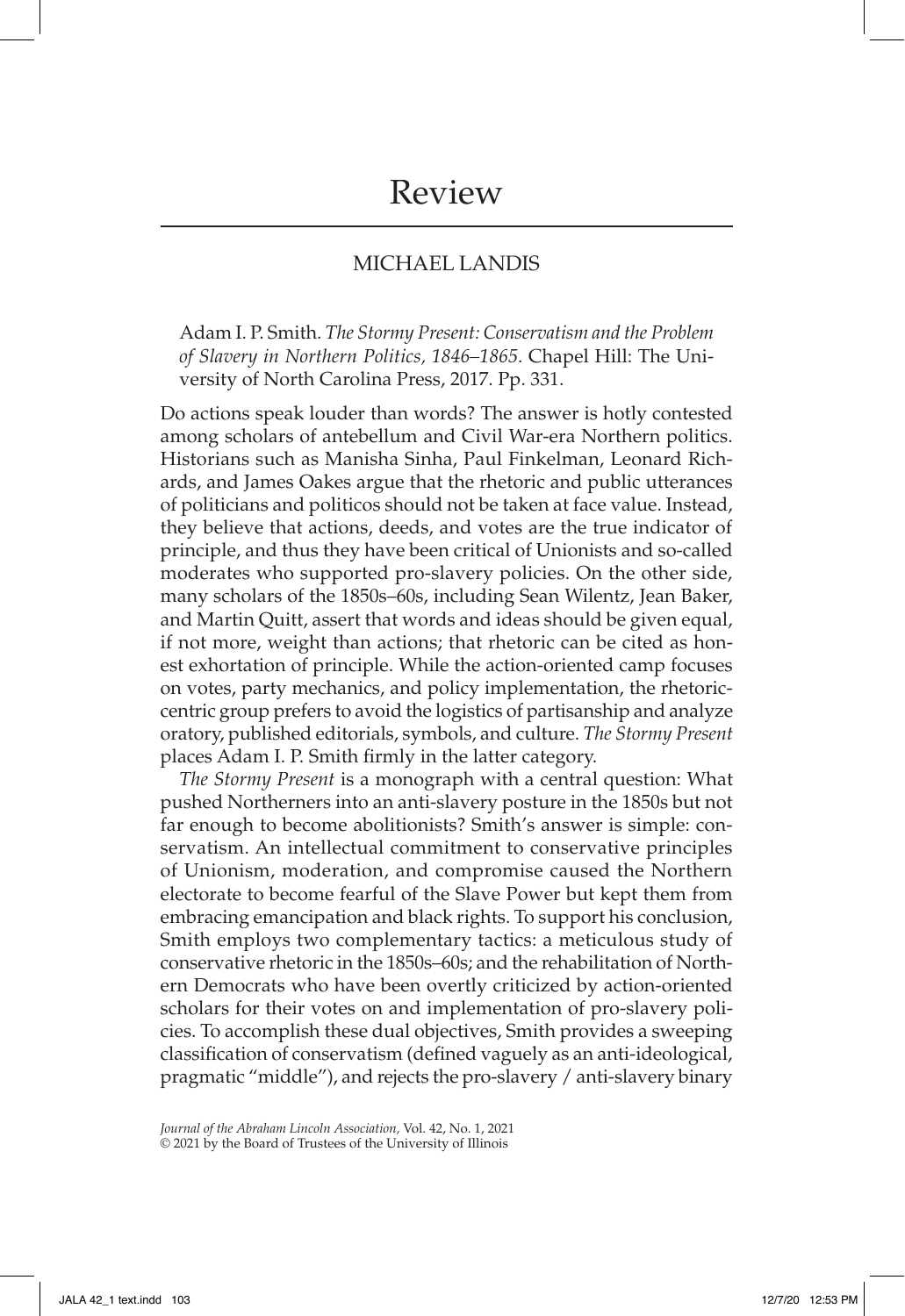# Review

## MICHAEL LANDIS

Adam I. P. Smith. *The Stormy Present: Conservatism and the Problem of Slavery in Northern Politics, 1846–1865*. Chapel Hill: The University of North Carolina Press, 2017. Pp. 331.

Do actions speak louder than words? The answer is hotly contested among scholars of antebellum and Civil War-era Northern politics. Historians such as Manisha Sinha, Paul Finkelman, Leonard Richards, and James Oakes argue that the rhetoric and public utterances of politicians and politicos should not be taken at face value. Instead, they believe that actions, deeds, and votes are the true indicator of principle, and thus they have been critical of Unionists and so-called moderates who supported pro-slavery policies. On the other side, many scholars of the 1850s–60s, including Sean Wilentz, Jean Baker, and Martin Quitt, assert that words and ideas should be given equal, if not more, weight than actions; that rhetoric can be cited as honest exhortation of principle. While the action-oriented camp focuses on votes, party mechanics, and policy implementation, the rhetoric-centric group prefers to avoid the logistics of partisanship and analyze oratory, published editorials, symbols, and culture. *The Stormy Present* places Adam I. P. Smith firmly in the latter category.

*The Stormy Present* is a monograph with a central question: What pushed Northerners into an anti-slavery posture in the 1850s but not far enough to become abolitionists? Smith's answer is simple: conservatism. An intellectual commitment to conservative principles of Unionism, moderation, and compromise caused the Northern electorate to become fearful of the Slave Power but kept them from embracing emancipation and black rights. To support his conclusion, Smith employs two complementary tactics: a meticulous study of conservative rhetoric in the 1850s–60s; and the rehabilitation of Northern Democrats who have been overtly criticized by action-oriented scholars for their votes on and implementation of pro-slavery policies. To accomplish these dual objectives, Smith provides a sweeping classification of conservatism (defined vaguely as an anti-ideological, pragmatic "middle"), and rejects the pro-slavery / anti-slavery binary

*Journal of the Abraham Lincoln Association*, Vol. 42, No. 1, 2021
© 2021 by the Board of Trustees of the University of Illinois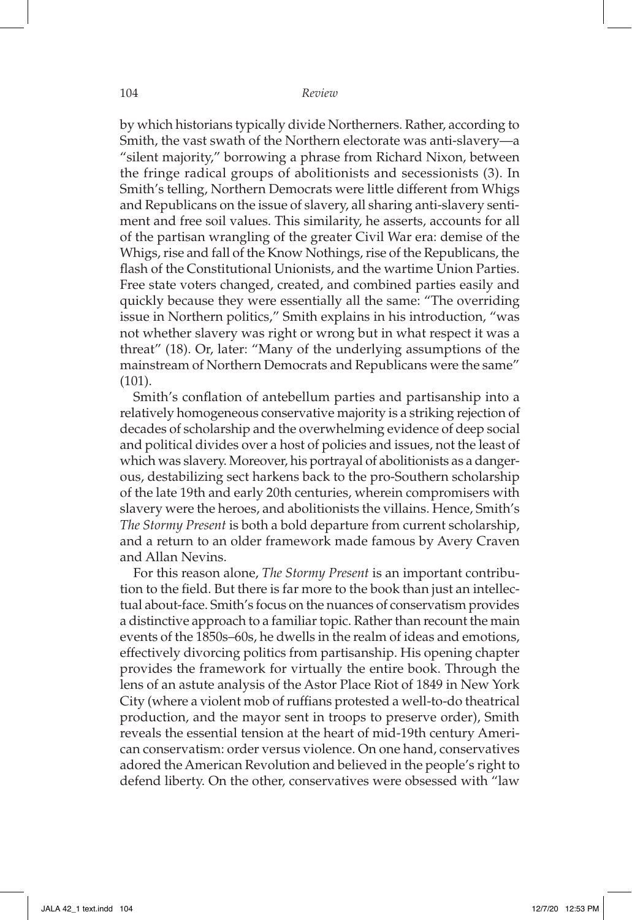by which historians typically divide Northerners. Rather, according to Smith, the vast swath of the Northern electorate was anti-slavery—a "silent majority," borrowing a phrase from Richard Nixon, between the fringe radical groups of abolitionists and secessionists (3). In Smith's telling, Northern Democrats were little different from Whigs and Republicans on the issue of slavery, all sharing anti-slavery sentiment and free soil values. This similarity, he asserts, accounts for all of the partisan wrangling of the greater Civil War era: demise of the Whigs, rise and fall of the Know Nothings, rise of the Republicans, the flash of the Constitutional Unionists, and the wartime Union Parties. Free state voters changed, created, and combined parties easily and quickly because they were essentially all the same: "The overriding issue in Northern politics," Smith explains in his introduction, "was not whether slavery was right or wrong but in what respect it was a threat" (18). Or, later: "Many of the underlying assumptions of the mainstream of Northern Democrats and Republicans were the same" (101).

Smith's conflation of antebellum parties and partisanship into a relatively homogeneous conservative majority is a striking rejection of decades of scholarship and the overwhelming evidence of deep social and political divides over a host of policies and issues, not the least of which was slavery. Moreover, his portrayal of abolitionists as a dangerous, destabilizing sect harkens back to the pro-Southern scholarship of the late 19th and early 20th centuries, wherein compromisers with slavery were the heroes, and abolitionists the villains. Hence, Smith's *The Stormy Present* is both a bold departure from current scholarship, and a return to an older framework made famous by Avery Craven and Allan Nevins.

For this reason alone, *The Stormy Present* is an important contribution to the field. But there is far more to the book than just an intellectual about-face. Smith's focus on the nuances of conservatism provides a distinctive approach to a familiar topic. Rather than recount the main events of the 1850s–60s, he dwells in the realm of ideas and emotions, effectively divorcing politics from partisanship. His opening chapter provides the framework for virtually the entire book. Through the lens of an astute analysis of the Astor Place Riot of 1849 in New York City (where a violent mob of ruffians protested a well-to-do theatrical production, and the mayor sent in troops to preserve order), Smith reveals the essential tension at the heart of mid-19th century American conservatism: order versus violence. On one hand, conservatives adored the American Revolution and believed in the people's right to defend liberty. On the other, conservatives were obsessed with "law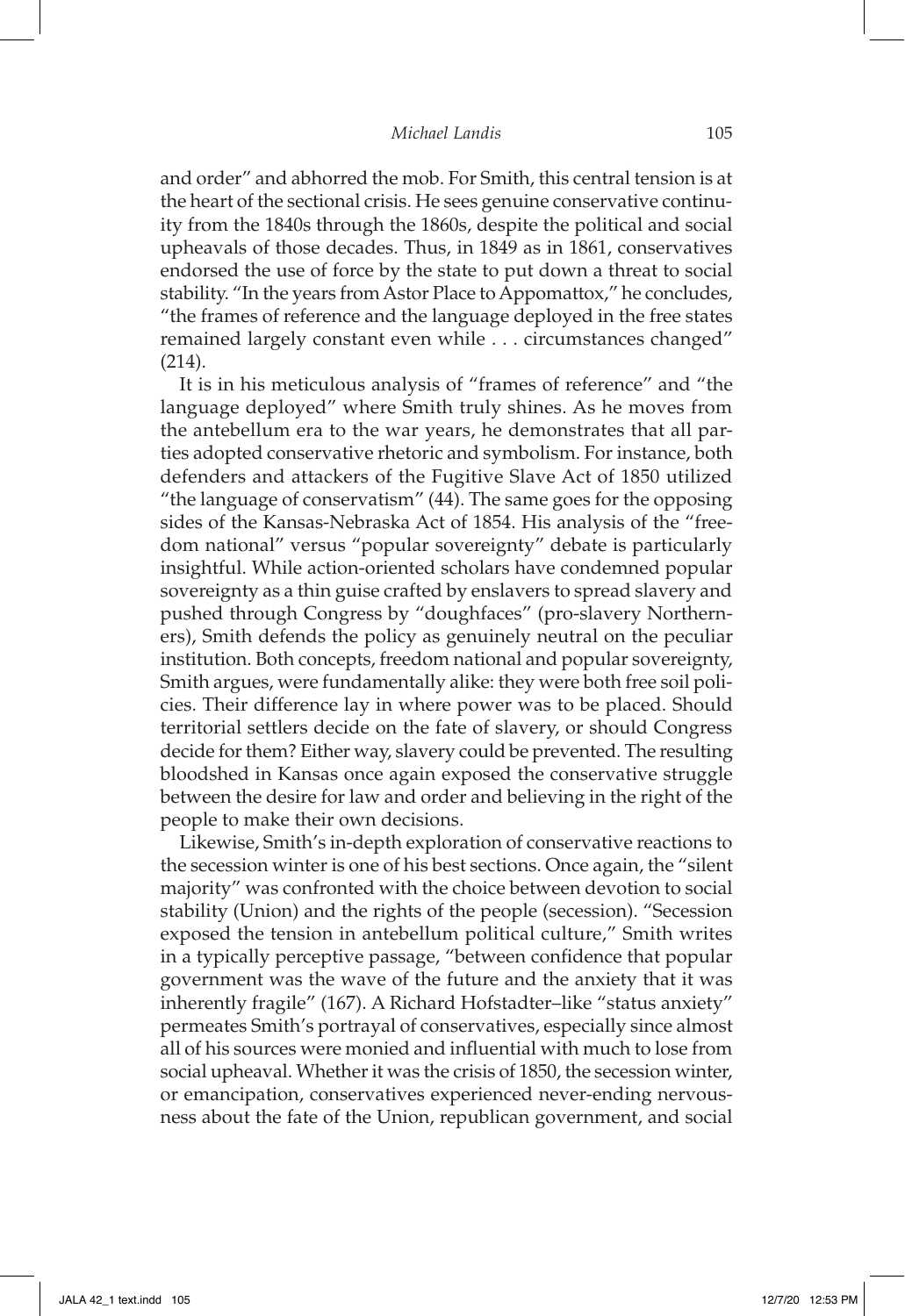and order" and abhorred the mob. For Smith, this central tension is at the heart of the sectional crisis. He sees genuine conservative continuity from the 1840s through the 1860s, despite the political and social upheavals of those decades. Thus, in 1849 as in 1861, conservatives endorsed the use of force by the state to put down a threat to social stability. "In the years from Astor Place to Appomattox," he concludes, "the frames of reference and the language deployed in the free states remained largely constant even while . . . circumstances changed" (214).

It is in his meticulous analysis of "frames of reference" and "the language deployed" where Smith truly shines. As he moves from the antebellum era to the war years, he demonstrates that all parties adopted conservative rhetoric and symbolism. For instance, both defenders and attackers of the Fugitive Slave Act of 1850 utilized "the language of conservatism" (44). The same goes for the opposing sides of the Kansas-Nebraska Act of 1854. His analysis of the "freedom national" versus "popular sovereignty" debate is particularly insightful. While action-oriented scholars have condemned popular sovereignty as a thin guise crafted by enslavers to spread slavery and pushed through Congress by "doughfaces" (pro-slavery Northerners), Smith defends the policy as genuinely neutral on the peculiar institution. Both concepts, freedom national and popular sovereignty, Smith argues, were fundamentally alike: they were both free soil policies. Their difference lay in where power was to be placed. Should territorial settlers decide on the fate of slavery, or should Congress decide for them? Either way, slavery could be prevented. The resulting bloodshed in Kansas once again exposed the conservative struggle between the desire for law and order and believing in the right of the people to make their own decisions.

Likewise, Smith's in-depth exploration of conservative reactions to the secession winter is one of his best sections. Once again, the "silent majority" was confronted with the choice between devotion to social stability (Union) and the rights of the people (secession). "Secession exposed the tension in antebellum political culture," Smith writes in a typically perceptive passage, "between confidence that popular government was the wave of the future and the anxiety that it was inherently fragile" (167). A Richard Hofstadter–like "status anxiety" permeates Smith's portrayal of conservatives, especially since almost all of his sources were monied and influential with much to lose from social upheaval. Whether it was the crisis of 1850, the secession winter, or emancipation, conservatives experienced never-ending nervousness about the fate of the Union, republican government, and social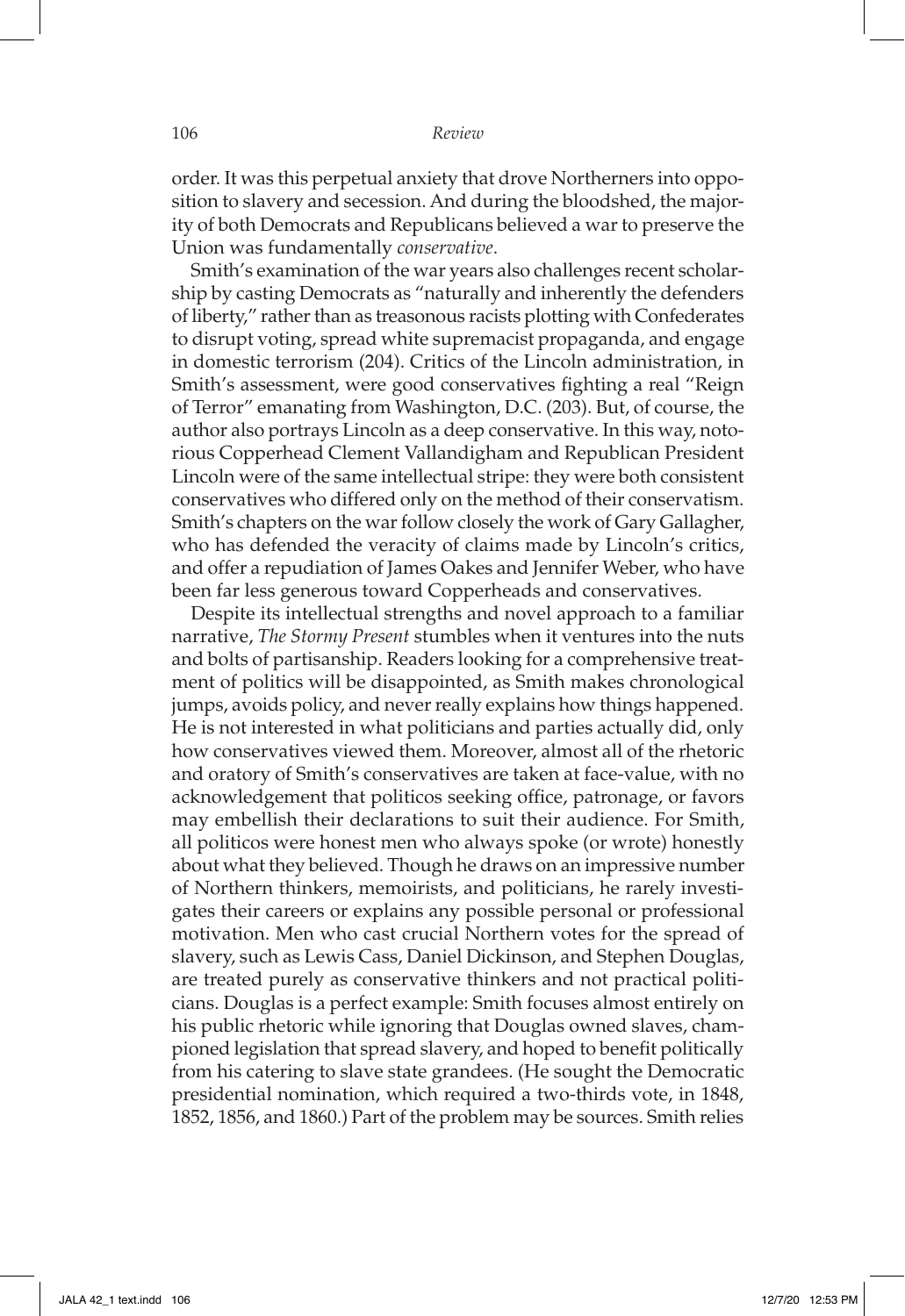order. It was this perpetual anxiety that drove Northerners into opposition to slavery and secession. And during the bloodshed, the majority of both Democrats and Republicans believed a war to preserve the Union was fundamentally *conservative*.

Smith's examination of the war years also challenges recent scholarship by casting Democrats as "naturally and inherently the defenders of liberty," rather than as treasonous racists plotting with Confederates to disrupt voting, spread white supremacist propaganda, and engage in domestic terrorism (204). Critics of the Lincoln administration, in Smith's assessment, were good conservatives fighting a real "Reign of Terror" emanating from Washington, D.C. (203). But, of course, the author also portrays Lincoln as a deep conservative. In this way, notorious Copperhead Clement Vallandigham and Republican President Lincoln were of the same intellectual stripe: they were both consistent conservatives who differed only on the method of their conservatism. Smith's chapters on the war follow closely the work of Gary Gallagher, who has defended the veracity of claims made by Lincoln's critics, and offer a repudiation of James Oakes and Jennifer Weber, who have been far less generous toward Copperheads and conservatives.

Despite its intellectual strengths and novel approach to a familiar narrative, *The Stormy Present* stumbles when it ventures into the nuts and bolts of partisanship. Readers looking for a comprehensive treatment of politics will be disappointed, as Smith makes chronological jumps, avoids policy, and never really explains how things happened. He is not interested in what politicians and parties actually did, only how conservatives viewed them. Moreover, almost all of the rhetoric and oratory of Smith's conservatives are taken at face-value, with no acknowledgement that politicos seeking office, patronage, or favors may embellish their declarations to suit their audience. For Smith, all politicos were honest men who always spoke (or wrote) honestly about what they believed. Though he draws on an impressive number of Northern thinkers, memoirists, and politicians, he rarely investigates their careers or explains any possible personal or professional motivation. Men who cast crucial Northern votes for the spread of slavery, such as Lewis Cass, Daniel Dickinson, and Stephen Douglas, are treated purely as conservative thinkers and not practical politicians. Douglas is a perfect example: Smith focuses almost entirely on his public rhetoric while ignoring that Douglas owned slaves, championed legislation that spread slavery, and hoped to benefit politically from his catering to slave state grandees. (He sought the Democratic presidential nomination, which required a two-thirds vote, in 1848, 1852, 1856, and 1860.) Part of the problem may be sources. Smith relies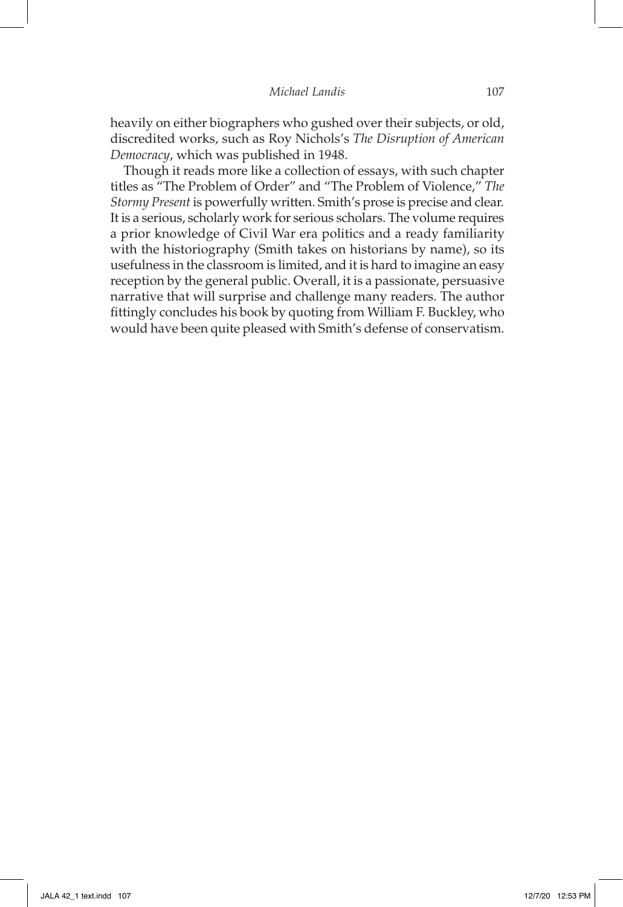heavily on either biographers who gushed over their subjects, or old, discredited works, such as Roy Nichols's *The Disruption of American Democracy*, which was published in 1948.

Though it reads more like a collection of essays, with such chapter titles as "The Problem of Order" and "The Problem of Violence," *The Stormy Present* is powerfully written. Smith's prose is precise and clear. It is a serious, scholarly work for serious scholars. The volume requires a prior knowledge of Civil War era politics and a ready familiarity with the historiography (Smith takes on historians by name), so its usefulness in the classroom is limited, and it is hard to imagine an easy reception by the general public. Overall, it is a passionate, persuasive narrative that will surprise and challenge many readers. The author fittingly concludes his book by quoting from William F. Buckley, who would have been quite pleased with Smith's defense of conservatism.